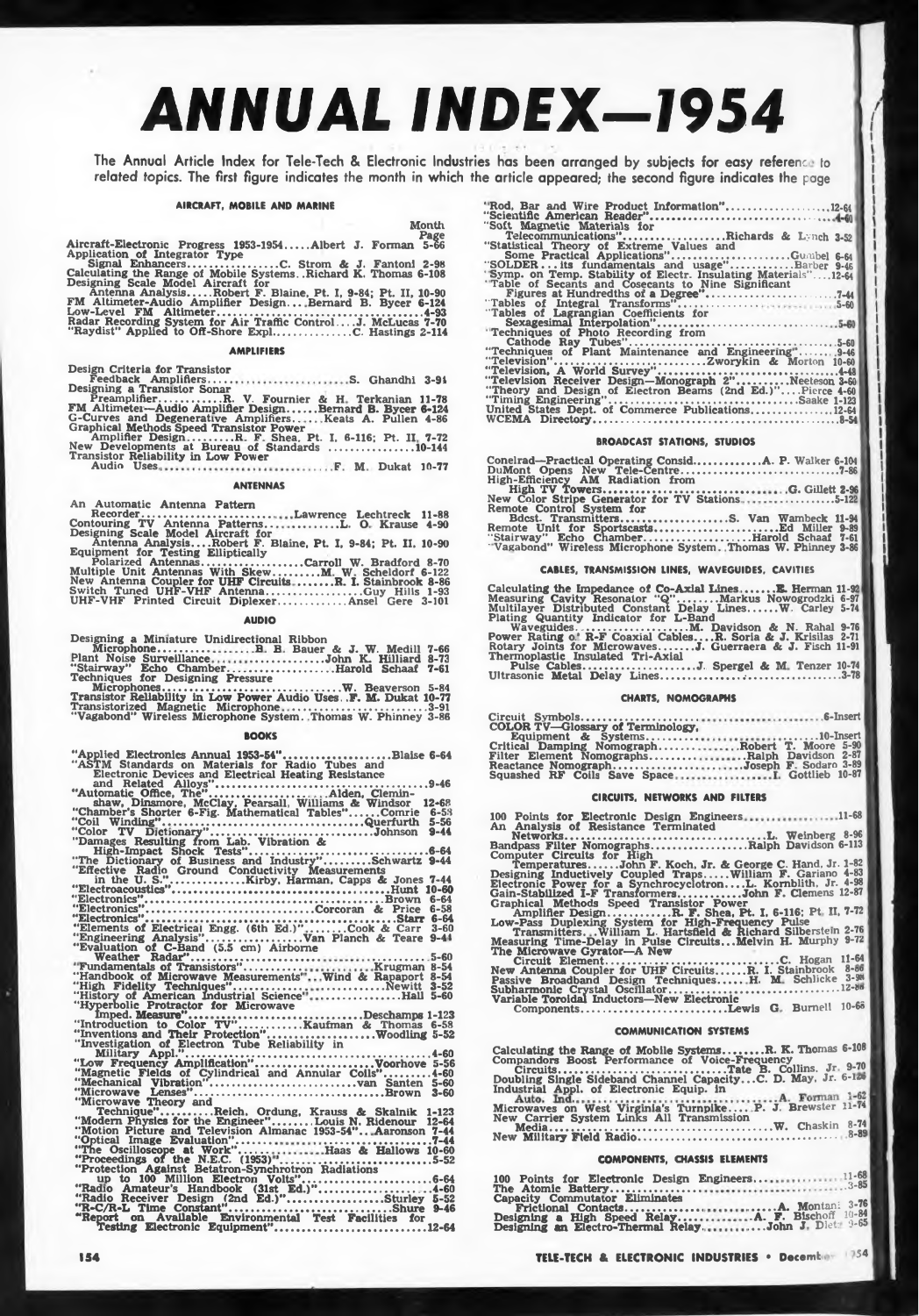# ANNUAL INDEX—1954

The Annual Article Index for Tele-Tech & Electronic Industries has been arranged by subjects for easy reference to related topics. The first figure indicates the month in which the article appeared; the second figure indicates the page

### AIRCRAFT, MOBILE AND MARINE

Month Page

- Aircraft-Electronic Progress 1953-1954.....Albert J. Forman 5-66
- Application of Integrator Type Signal Enhancers.................C. Strom & J. Fantoni 2-98
- Calculating the Range of Mobile Systems..Richard K. Thomas 6-108
- Designing Scale Model Aircraft for Antenna Analysis.....Robert F. Blaine, Pt. I, 9-84; Pt. II, 10-90
- FM Altimeter-Audio Amplifier Design....Bernard B. Bycer 6-124
- Low-Level FM Altimeter....................................4-93
- Radar Recording System for Air Traffic Control....J. McLucas 7-70
- "Raydist" Applied to Off-Shore Expl..............C. Hastings 2-114

### AMPLIFIERS

- Design Criteria for Transistor Feedback Amplifiers..........................S. Ghandhi 3-94
- Designing a Transistor Sonar Preamplifier............R. V. Fournier & H. Terkanian 11-78
- FM Altimeter—Audio Amplifier Design......Bernard B. Bycer 6-124
- G-Curves and Degenerative Amplifiers......Keats A. Pullen 4-86
- Graphical Methods Speed Transistor Power Amplifier Design.........R. F. Shea, Pt. I, 6-116; Pt. II, 7-72
- New Developments at Bureau of Standards ................10-144
- Transistor Reliability in Low Power Audio Uses..............................F. M. Dukat 10-77

### ANTENNAS

- An Automatic Antenna Pattern Recorder..........................Lawrence Lechtreck 11-88
- Contouring TV Antenna Patterns..............L. O. Krause 4-90
- Designing Scale Model Aircraft for Antenna Analysis....Robert F. Blaine, Pt. I, 9-84; Pt. II, 10-90
- Equipment for Testing Elliptically Polarized Antennas..................Carroll W. Bradford 8-70
- Multiple Unit Antennas With Skew.........M. W. Scheldorf 6-122
- New Antenna Coupler for UHF Circuits........R. I. Stainbrook 8-86
- Switch Tuned UHF-VHF Antenna..................Guy Hills 1-93
- UHF-VHF Printed Circuit Diplexer.............Ansel Gere 3-101

### AUDIO

- Designing a Miniature Unidirectional Ribbon Microphone..................B. B. Bauer & J. W. Medill 7-66
- Plant Noise Surveillance..................John K. Hilliard 8-73
- "Stairway" Echo Chamber....................Harold Schaaf 7-61
- Techniques for Designing Pressure Microphones..................................W. Beaverson 5-84
- Transistor Reliability in Low Power Audio Uses..F. M. Dukat 10-77
- Transistorized Magnetic Microphone..........................3-91
- "Vagabond" Wireless Microphone System..Thomas W. Phinney 3-86

### BOOKS

- "Applied Electronics Annual 1953-54"....................Blaise 6-64
- "ASTM Standards on Materials for Radio Tubes and Electronic Devices and Electrical Heating Resistance and Related Alloys"........................................9-46
- "Automatic Office, The".........................Alden, Clemin-shaw, Dinsmore, McClay, Pearsall, Williams & Windsor 12-68
- "Chamber's Shorter 6-Fig. Mathematical Tables".......Comrie 6-58
- "Coil Winding"........................................Querfurth 5-56
- "Color TV Dictionary"..................................Johnson 9-44
- "Damages Resulting from Lab. Vibration & High-Impact Shock Tests".......................................6-64
- "The Dictionary of Business and Industry"..........Schwartz 9-44
- "Effective Radio Ground Conductivity Measurements in the U. S."..................Kirby, Harman, Capps & Jones 7-44
- "Electroacoustics"..........................................Hunt 10-60
- "Electronics"..................................................Brown 6-64
- "Electronics"...................................Corcoran & Price 6-58
- "Electronics"...................................................Starr 6-64
- "Elements of Electrical Engg. (6th Ed.)"..........Cook & Carr 3-60
- "Engineering Analysis"......................Van Planch & Teare 9-44
- "Evaluation of C-Band (5.5 cm) Airborne Weather Radar"..............................................5-60
- "Fundamentals of Transistors"..........................Krugman 8-54
- "Handbook of Microwave Measurements"....Wind & Rapaport 8-54
- "High Fidelity Techniques"................................Newitt 3-52
- "History of American Industrial Science"....................Hall 5-60
- "Hyperbolic Protractor for Microwave Imped. Measure"..............................Deschamps 1-123
- "Introduction to Color TV"............Kaufman & Thomas 6-58
- "Inventions and Their Protection"..................Woodling 5-52
- "Investigation of Electron Tube Reliability in Military Appl."..............................................4-60
- "Low Frequency Amplification"......................Voorhove 5-56
- "Magnetic Fields of Cylindrical and Annular Coils".........4-60
- "Mechanical Vibration"..............................van Santen 5-60
- "Microwave Lenses"............................................Brown 3-60
- "Microwave Theory and Technique"..........Reich, Ordung, Krauss & Skalnik 1-123
- "Modern Physics for the Engineer"..........Louis N. Ridenour 12-64
- "Motion Picture and Television Almanac 1953-54"...Aaronson 7-44
- "Optical Image Evaluation"......................................7-44
- "The Oscilloscope at Work"...................Haas & Hallows 10-60
- "Proceedings of the N.E.C. (1953)"..............................5-52
- "Protection Against Betatron-Synchrotron Radiations up to 100 Million Electron Volts"............................6-64
- "Radio Amateur's Handbook (31st Ed.)"........................4-60
- "Radio Receiver Design (2nd Ed.)"..................Sturley 5-52
- "R-C/R-L Time Constant"......................................Shure 9-46
- "Report on Available Environmental Test Facilities for Testing Electronic Equipment"..............................12-64
- "Rod, Bar and Wire Product Information"......................12-64
- "Scientific American Reader"........................................4-60
- "Soft Magnetic Materials for Telecommunications"..................Richards & Lynch 3-52
- "Statistical Theory of Extreme Values and Some Practical Applications"..........................Gumbel 6-64
- "SOLDER...its fundamentals and usage"...............Barber 9-46
- "Symp. on Temp. Stability of Electr. Insulating Materials"....12-64
- "Table of Secants and Cosecants to Nine Significant Figures at Hundredths of a Degree"..............................7-44
- "Tables of Integral Transforms"......................................5-60
- "Tables of Lagrangian Coefficients for Sexagesimal Interpolation"......................................5-60
- "Techniques of Photo Recording from Cathode Ray Tubes"..............................................5-60
- "Techniques of Plant Maintenance and Engineering"........9-46
- "Television"..............................Zworykin & Morton 10-60
- "Television, A World Survey"........................................4-48
- "Television Receiver Design—Monograph 2"..........Neeteson 3-60
- "Theory and Design of Electron Beams (2nd Ed.)"....Pierce 4-60
- "Timing Engineering"..............................................Saake 1-123
- United States Dept. of Commerce Publications....................12-64
- WCEMA Directory....................................................8-54

### BROADCAST STATIONS, STUDIOS

- Conelrad—Practical Operating Consid.............A. P. Walker 6-104
- DuMont Opens New Tele-Centre....................................7-86
- High-Efficiency AM Radiation from High TV Towers..................................G. Gillett 2-96
- New Color Stripe Generator for TV Stations....................5-122
- Remote Control System for Bdcst. Transmitters....................S. Van Wambeck 11-94
- Remote Unit for Sportscasts..............................Ed Miller 9-89
- "Stairway" Echo Chamber..........................Harold Schaaf 7-61
- "Vagabond" Wireless Microphone System..Thomas W. Phinney 3-86

### CABLES, TRANSMISSION LINES, WAVEGUIDES, CAVITIES

- Calculating the Impedance of Co-Axial Lines.......E. Herman 11-92
- Measuring Cavity Resonator "Q"........Markus Nowogrodzki 6-97
- Multilayer Distributed Constant Delay Lines......W. Carley 5-74
- Plating Quantity Indicator for L-Band Waveguides......................M. Davidson & N. Rahal 9-76
- Power Rating of R-F Coaxial Cables....R. Soria & J. Krisilas 2-71
- Rotary Joints for Microwaves.......J. Guerraera & J. Fisch 11-91
- Thermoplastic Insulated Tri-Axial Pulse Cables......................J. Spergel & M. Tenzer 10-74
- Ultrasonic Metal Delay Lines..........................................3-78

### CHARTS, NOMOGRAPHS

- Circuit Symbols............................................................6-Insert
- COLOR TV—Glossary of Terminology, Equipment & Systems.................................................10-Insert
- Critical Damping Nomograph..................Robert T. Moore 5-90
- Filter Element Nomographs..................Ralph Davidson 2-87
- Reactance Nomograph......................Joseph F. Sodaro 3-89
- Squashed RF Coils Save Space..................I. Gottlieb 10-87

### CIRCUITS, NETWORKS AND FILTERS

- 100 Points for Electronic Design Engineers......................11-68
- An Analysis of Resistance Terminated Networks..........................................L. Weinberg 8-96
- Bandpass Filter Nomographs..................Ralph Davidson 6-113
- Computer Circuits for High Temperatures......John F. Koch, Jr. & George C. Hand, Jr. 1-82
- Designing Inductively Coupled Traps.....William F. Gariano 4-83
- Electronic Power for a Synchrocyclotron....L. Kornblith, Jr. 4-98
- Gain-Stabilized I-F Transformers..............John F. Clemens 12-87
- Graphical Methods Speed Transistor Power Amplifier Design............R. F. Shea, Pt. I, 6-116; Pt. II, 7-72
- Low-Pass Duplexing System for High-Frequency Pulse Transmitters...William L. Hartsfield & Richard Silberstein 2-76
- Measuring Time-Delay in Pulse Circuits...Melvin H. Murphy 9-72
- The Microwave Gyrator—A New Circuit Element..........................................C. Hogan 11-64
- New Antenna Coupler for UHF Circuits......R. I. Stainbrook 8-86
- Passive Broadband Design Techniques......H. M. Schlicke 3-98
- Subharmonic Crystal Oscillator....................................12-86
- Variable Toroidal Inductors—New Electronic Components..........................Lewis G. Burnell 10-68

### COMMUNICATION SYSTEMS

- Calculating the Range of Mobile Systems........R. K. Thomas 6-108
- Compandors Boost Performance of Voice-Frequency Circuits............................Tate B. Collins, Jr. 9-70
- Doubling Single Sideband Channel Capacity...C. D. May, Jr. 6-126
- Industrial Appl. of Electronic Equip. in Auto. Ind.............................................A. Forman 1-62
- Microwaves on West Virginia's Turnpike.....P. J. Brewster 11-74
- New Carrier System Links All Transmission Media.........................................W. Chaskin 8-74
- New Military Field Radio................................................8-89

### COMPONENTS, CHASSIS ELEMENTS

- 100 Points for Electronic Design Engineers......................11-68
- The Atomic Battery...........................................................3-85
- Capacity Commutator Eliminates Frictional Contacts..........................A. Montani 3-76
- Designing a High Speed Relay...............A. F. Bischoff 10-84
- Designing an Electro-Thermal Relay...........John J. Dietz 9-65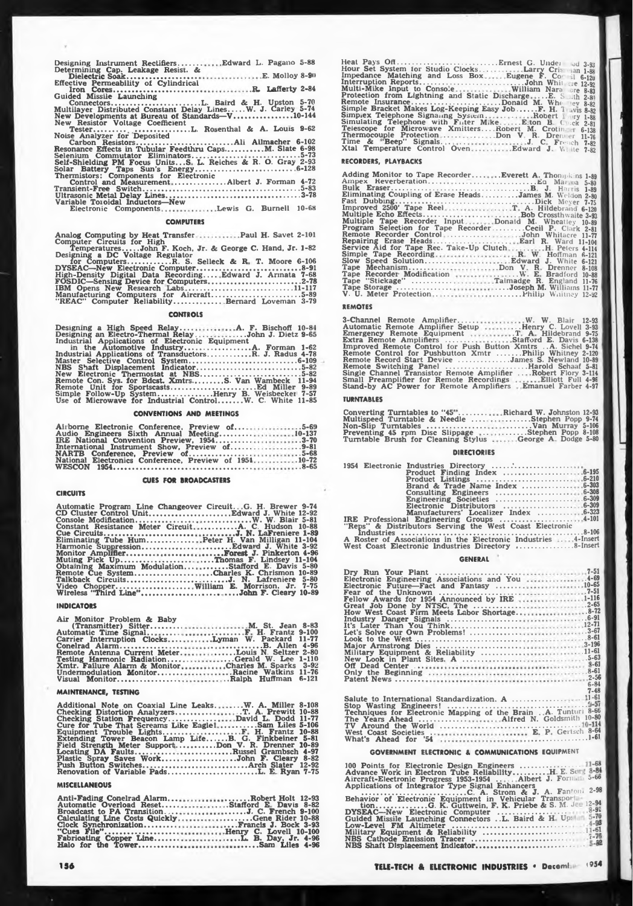Designing Instrument Rectifiers............Edward L. Pagano 5-88
Determining Cap. Leakage Resist. & Dielectric Soak............E. Molloy 8-90
Effective Permeability of Cylindrical Iron Cores............R. Lafferty 2-84
Guided Missile Launching Connectors............L. Baird & H. Upston 5-70
Multilayer Distributed Constant Delay Lines.....W. J. Carley 5-74
New Developments at Bureau of Standards—V............10-144
New Resistor Voltage Coefficient Tester............L. Rosenthal & A. Louis 9-62
Noise Analyzer for Deposited Carbon Resistors............Ali Allmacher 6-102
Resonance Effects in Tubular Feedthru Caps..........M. Slate 6-98
Selenium Commutator Eliminators............5-73
Self-Shielding PM Focus Units...S. L. Reiches & R. O. Gray 2-93
Solar Battery Taps Sun's Energy............6-128
Thermistors: Components for Electronic Control and Measurement............Albert J. Forman 4-72
Transient-Free Switch............5-83
Ultrasonic Metal Delay Lines............3-78
Variable Toroidal Inductors—New Electronic Components............Lewis G. Burnell 10-68

### COMPUTERS

Analog Computing by Heat Transfer............Paul H. Savet 2-101
Computer Circuits for High Temperatures.....John F. Koch, Jr. & George C. Hand, Jr. 1-82
Designing a DC Voltage Regulator for Computers............R. S. Selleck & R. T. Moore 6-106
DYSEAC—New Electronic Computer............8-91
High-Density Digital Data Recording.....Edward J. Arnata 7-68
FOSDIC—Sensing Device for Computers............2-78
IBM Opens New Research Labs............11-117
Manufacturing Computers for Aircraft............5-89
"REAC" Computer Reliability............Bernard Loveman 3-79

### CONTROLS

Designing a High Speed Relay............A. F. Bischoff 10-84
Designing an Electro-Thermal Relay............John J. Dietz 9-65
Industrial Applications of Electronic Equipment in the Automotive Industry............A. Forman 1-62
Industrial Applications of Transducers............R. J. Radus 4-78
Master Selective Control System............6-109
NBS Shaft Displacement Indicator............5-82
New Electronic Thermostat at NBS............5-82
Remote Con. Sys. for Bdcst. Xmtrs.........S. Van Wambeck 11-94
Remote Unit for Sportscasts............Ed Miller 9-89
Simple Follow-Up System............Henry B. Weisbecker 7-57
Use of Microwave for Industrial Control.......W. C. White 11-85

### CONVENTIONS AND MEETINGS

Airborne Electronic Conference, Preview of............5-69
Audio Engineers Sixth Annual Meeting............10-137
IRE National Convention Preview, 1954............3-70
International Instrument Show, Preview of............9-81
NARTB Conference, Preview of............5-68
National Electronics Conference, Preview of 1954............10-72
WESCON 1954............8-65

### CUES FOR BROADCASTERS

#### CIRCUITS

Automatic Program Line Changeover Circuit...G. H. Brewer 9-74
CD Cluster Control Unit............Edward J. White 12-92
Console Modification............W. W. Blair 5-81
Constant Resistance Meter Circuit............A. C. Hudson 10-88
Cue Circuits............J. N. LaFreniere 1-89
Eliminating Tube Hum............Peter H. Van Milligan 11-104
Harmonic Suppression............Edward J. White 3-92
Monitor Amplifier............Forest J. Pinkerton 4-96
Muting Pick Up............Thomas F. Lindsey 11-104
Obtaining Maximum Modulation............Stafford E. Davis 5-80
Remote Cue System............Charles K. Chrismon 10-89
Talkback Circuits............J. N. Lafreniere 5-80
Video Chopper............William E. Morrison, Jr. 7-75
Wireless "Third Line"............John F. Cleary 10-89

#### INDICATORS

Air Monitor Problem & Baby (Transmitter) Sitter............M. St. Jean 8-83
Automatic Time Signal............F. H. Frantz 9-100
Carrier Interruption Clocks............Lyman W. Packard 11-77
Conelrad Alarm............B. Allen 4-96
Remote Antenna Current Meter............Louis N. Seltzer 2-80
Testing Harmonic Radiation............Gerald W. Lee 1-110
Xmtr. Failure Alarm & Monitor............Charles M. Sparks 3-92
Undermodulation Monitor............Racine Watkins 11-76
Visual Monitor............Ralph Huffman 6-121

#### MAINTENANCE, TESTING

Additional Note on Coaxial Line Leaks.........W. A. Miller 8-108
Checking Distortion Analyzers............T. A. Prewitt 10-88
Checking Station Frequency............David L. Dodd 11-77
Cure for Tube That Screams Like Eaglet............Sam Liles 5-106
Equipment Trouble Lights............F. H. Frantz 10-88
Extending Tower Beacon Lamp Life.......B. G. Finkbeiner 5-81
Field Strength Meter Support............Don V. R. Drenner 10-89
Locating DA Faults............Russel Grambsch 4-97
Plastic Spray Saves Work............John F. Cleary 8-82
Push Button Switches............Arch Slater 12-92
Renovation of Variable Pads............L. E. Ryan 7-75

#### MISCELLANEOUS

Anti-Fading Conelrad Alarm............Robert Holt 12-93
Automatic Overload Reset............Stafford E. Davis 8-82
Broadcast to PA Transition............J. C. French 9-100
Calculating Line Costs Quickly............Gene Rider 10-88
Clock Synchronization............Francis J. Bock 3-93
"Cues File"............Henry C. Lovell 10-100
Fabricating Copper Line............L. B. Day, Jr. 4-96
Halo for the Tower............Sam Liles 4-96
Heat Pays Off............Ernest G. Underwood 3-93
Hour Set System for Studio Clocks............Larry Crissman 1-88
Impedance Matching and Loss Box......Eugene F. Cornell 6-120
Interruption Reports............John Whitmore 12-92
Multi-Mike Input to Console............William Narasore 8-83
Protection from Lightning and Static Discharge.....E. Smith 2-81
Remote Insurance............Donald M. Wheatley 8-82
Simple Bracket Makes Log-Keeping Easy Job......F. H. Travis 8-82
Simplex Telephone Signaling System............Robert Flory 1-88
Simulating Telephone with Filter Mike......Elton B. Chick 2-81
Telescope for Microwave Xmitters....Robert M. Crotinger 6-138
Thermocouple Protection............Don V. R. Drenner 11-76
Time & "Beep" Signals............J. C. French 7-82
Xtal Temperature Control Oven............Edward J. White 7-82

#### RECORDERS, PLAYBACKS

Adding Monitor to Tape Recorder........Everett A. Thompkins 1-89
Ampex Reverberation............Ed Marzoa 5-80
Bulk Eraser............B. J. Harris 1-89
Eliminating Coupling of Erase Heads..........James M. Weldon 2-80
Fast Dubbing............Dick Meyer 7-75
Improved 2500' Tape Reel............T. A. Hildebrand 6-120
Multiple Echo Effects............Bob Crossthwaite 3-93
Multiple Tape Recorder Input........Donald M. Wheatley 10-89
Program Selection for Tape Recorder..........Cecil P. Clark 2-81
Remote Recorder Control............John Whitacre 11-77
Repairing Erase Heads............Earl R. Ward 11-104
Service Aid for Tape Rec. Take-Up Clutch............H. Peters 4-114
Simple Tape Recording............R. W. Hoffman 6-121
Slow Speed Solution............Edward J. White 6-121
Tape Mechanism............Don V. R. Drenner 8-108
Tape Recorder Modification............W. E. Bradford 10-88
Tape "Stickage"............Talmadge R. England 11-76
Tape Storage............Joseph M. Williams 11-77
V. U. Meter Protection............Philip Whitney 12-92

#### REMOTES

3-Channel Remote Amplifier............W. W. Blair 12-93
Automatic Remote Amplifier Setup..........Henry C. Lovell 3-93
Emergency Remote Equipment............T. A. Hildebrand 9-75
Extra Remote Amplifiers............Stafford E. Davis 6-138
Improved Remote Control for Push Button Xmtrs ..A. Sichel 9-74
Remote Control for Pushbutton Xmtr..........Philip Whitney 2-120
Remote Record Start Device............James S. Newland 10-89
Remote Switching Panel............Harold Schaaf 5-81
Single Channel Transistor Remote Amplifier ....Robert Flory 3-114
Small Preamplifier for Remote Recordings........Elliott Full 4-96
Stand-by AC Power for Remote Amplifiers ..Emanuel Farber 4-97

#### TURNTABLES

Converting Turntables to "45"............Richard W. Johnston 12-93
Multispeed Turntable & Needle............Stephen Popp 9-74
Non-Slip Turntables............Van Murray 5-106
Preventing 45 rpm Disc Slippage............Stephen Popp 8-108
Turntable Brush for Cleaning Stylus.......George A. Dodge 5-80

### DIRECTORIES

1954 Electronic Industries Directory
- Product Finding Index............6-195
- Product Listings............6-210
- Brand & Trade Name Index............6-303
- Consulting Engineers............6-308
- Engineering Societies............6-309
- Electronic Distributors............6-309
- Manufacturers' Localizer Index............6-323

IRE Professional Engineering Groups............4-101
"Reps" & Distributors Serving the West Coast Electronic Industries............8-106
A Roster of Associations in the Electronic Industries......4-Insert
West Coast Electronic Industries Directory............8-Insert

### GENERAL

Dry Run Your Plant............7-51
Electronic Engineering Associations and You............4-69
Electronic Future—Fact and Fantasy............10-65
Fear of the Unknown............7-51
Fellow Awards for 1954 Announced by IRE............1-116
Great Job Done by NTSC, The............2-65
How West Coast Firm Meets Labor Shortage............8-72
Industry Danger Signals............6-91
It's Later Than You Think............12-71
Let's Solve our Own Problems!............3-67
Look to the West............8-61
Major Armstrong Dies............3-196
Military Equipment & Reliability............11-61
New Look in Plant Sites, A............5-63
Off Dead Center............8-61
Only the Beginning............8-61
Patent News............2-56, 6-84, 7-48
Salute to International Standardization, A............11-61
Stop Wasting Engineers!............9-57
Techniques for Electronic Mapping of the Brain ..A. Tunturi 8-66
The Years Ahead............Alfred N. Goldsmith 10-80
TV Around the World............10-114
West Coast Societies............E. P. Gertsch 8-64
What's Ahead for '54............1-61

### GOVERNMENT ELECTRONIC & COMMUNICATIONS EQUIPMENT

100 Points for Electronic Design Engineers............11-68
Advance Work in Electron Tube Reliability..........H. E. Sorg 8-84
Aircraft-Electronic Progress 1953-1954......Albert J. Forman 5-66
Applications of Integrator Type Signal Enhancers............C. A. Strom & J. A. Fantoni 2-98
Behavior of Electronic Equipment in Vehicular Transportation............G. K. Guttwein, F. K. Priebe & S. M. Jee 12-94
DYSEAC—New Electronic Computer............8-91
Guided Missile Launching Connectors ..L. Baird & H. Upston 5-70
Low-Level FM Altimeter............4-98
Military Equipment & Reliability............11-61
NBS Cathode Emission Tracer............7-76
NBS Shaft Displacement Indicator............5-82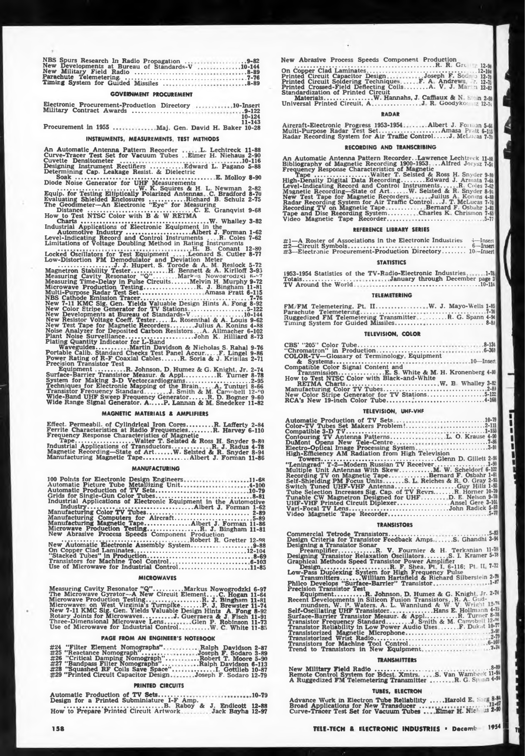NBS Spurs Research In Radio Propagation ....................9-82
New Developments at Bureau of Standards-V ..............10-144
New Military Field Radio ....................................8-89
Parachute Telemetering ......................................7-76
Timing System for Guided Missiles ...........................8-89

## GOVERNMENT PROCUREMENT

Electronic Procurement-Production Directory ............10-Insert
Military Contract Awards ....................................9-122
10-124
11-143
Procurement in 1955 ..............Maj. Gen. David H. Baker 10-28

## INSTRUMENTS, MEASUREMENTS, TEST METHODS

An Automatic Antenna Pattern Recorder ......L. Lechtreck 11-88
Curve-Tracer Test Set for Vacuum Tubes ..Elmer H. Niehaus 2-90
Cuvette Densitometer ........................................10-116
Designing Instrument Rectifiers ...........Edward L. Pagano 5-88
Determining Cap. Leakage Resist. & Dielectric Soak ..........................................E. Molloy 8-90
Diode Noise Generator for UHF Measurements .........................W. K. Squires & H. L. Newman 2-82
Equip. for Testing Elliptically Polarized Antennas..C. Bradford 8-70
Evaluating Shielded Enclosures ............Richard B. Schulz 2-75
The Geodimeter—An Electronic "Eye" for Measuring Distance ....................................C. E. Granqvist 9-68
How to Test NTSC Color with B & W RETMA Charts .........................................W. Whalley 3-82
Industrial Applications of Electronic Equipment in the Automotive Industry .....................Albert J. Forman 1-62
Level-Indicating Record and Control Instruments ....R. Coles 7-62
Limitations of Voltage Doubling Method in Rating Instruments ..........................................H. B. Conant 12-80
Locked Oscillators for Test Equipment .....Leonard S. Cutler 8-77
Low-Distortion FM Demodulator and Deviation Meter .................J. J. Hupert, S. Torode & A. M. Reslock 5-72
Magnetron Stability Tester............H. Bennett & A. Kirlloff 3-93
Measuring Cavity Resonator "Q"........Markus Nowogrodzki 6-97
Measuring Time-Delay in Pulse Circuits......Melvin H. Murphy 9-72
Microwave Production Testing..................R. J. Bingham 11-81
Multi-Purpose Radar Test Set.....................Amasa Pratt 6-115
NBS Cathode Emission Tracer.......................................7-76
New 7-11 KMC Sig. Gen. Yields Valuable Design Hints A. Fong 8-92
New Color Stripe Generator for TV Stations.......................5-122
New Developments at Bureau of Standards-V......................10-144
New Resistor Voltage Coeff. Tester.....L. Rosenthal & A. Louis 9-62
New Test Tape for Magnetic Recorders........Julius A. Konins 4-88
Noise Analyzer for Deposited Carbon Resistors...A. Allmacher 6-102
Plant Noise Surveillance........................John K. Hilliard 8-73
Plating Quantity Indicator for L-Band Waveguides...........Martin Davidson & Nicholas S. Rahal 9-76
Portable Calib. Standard Checks Test Panel Accur.....F. Lingel 9-86
Power Rating of R-F Coaxial Cables......R. Soria & J. Krisilas 2-71
Precision Transistor Test Equipment ..........R. Johnson, D. Humez & G. Knight, Jr. 2-74
Surface-Barrier Transistor Measur. & Appl...........R. Turner 8-78
System for Making 3-D Vectorcardiograms............................2-95
Techniques for Electronic Mapping of the Brain.....A. Tunturi 8-66
Transistor Frequency Standard.........J. Smith & M. Campbell 12-90
Wide-Band UHF Sweep Frequency Generator......R. D. Bogner 9-60
Wide Range Signal Generator, A.....P. Lannan & M. Snedeker 11-82

## MAGNETIC MATERIALS & AMPLIFIERS

Effect. Permeabil. of Cylindrical Iron Cores.........R. Lafferty 2-84
Ferrite Characteristics at Radio Frequencies........R. Harvey 6-110
Frequency Response Characteristics of Magnetic Tape.....................Walter T. Selsted & Ross H. Snyder 9-80
Industrial Applications of Transductors.............R. J. Radus 4-78
Magnetic Recording—State of Art......W. Selsted & R. Snyder 8-94
Manufacturing Magnetic Tape...............Albert J. Forman 11-86

## MANUFACTURING

100 Points for Electronic Design Engineers.......................11-68
Automatic Picture Tube Metallizing Unit..........................4-100
Automatic Production of TV Sets....................................10-79
Grids for Single-Gun Color Tubes.....................................8-81
Industrial Applications of Electronic Equipment in the Automotive Industry..........................................Albert J. Forman 1-62
Manufacturing Color TV Tubes...........................................2-89
Manufacturing Computers for Aircraft...................................5-89
Manufacturing Magnetic Tape...............Albert J. Forman 11-86
Microwave Production Testing..................R. J. Bingham 11-81
New Abrasive Process Speeds Component Production ........................................Robert R. Gretter 12-98
New Automatic Electronic Assembly System.........................9-88
On Copper Clad Laminates.............................................12-104
"Stacked Tubes" in Production..........................................8-69
Transistors for Machine Tool Control...................................6-103
Use of Microwave for Industrial Control................................11-85

## MICROWAVES

Measuring Cavity Resonator "Q"..........Markus Nowogrodzki 6-97
The Microwave Gyrator—A New Circuit Element....C. Hogan 11-64
Microwave Production Testing...................R. J. Bingham 11-81
Microwaves on West Virginia's Turnpike.......P. J. Brewster 11-74
New 7-11 KMC Sig. Gen. Yields Valuable Design Hints A. Fong 8-92
Rotary Joints for Microwaves..........J. Guerraera & J. Fisch 11-91
Three-Dimensional Microwave Lens.........Glen P. Robinson 11-73
Use of Microwave for Industrial Control..........W. C. White 11-85

## PAGE FROM AN ENGINEER'S NOTEBOOK

#24 "Filter Element Nomographs"............Ralph Davidson 2-87
#25 "Reactance Nomograph"..................Joseph F. Sodaro 3-89
#26 "Critical Damping Nomograph"............Robert T. Moore 5-90
#27 "Bandpass Filter Nomographs"............Ralph Davidson 6-113
#28 "Squashed RF Coils Save Space"..............I. Gottlieb 10-87
#29 "Printed Circuit Capacitor Design.........Joseph F. Sodaro 12-79

## PRINTED CIRCUITS

Automatic Production of TV Sets......................................10-79
Design for a Printed Subminiature I-F Amp. ................................B. Raboy & J. Endicott 12-88
How to Prepare Printed Circuit Artwork..........Jack Bayha 12-97
New Abrasive Process Speeds Component Production ..............................................R. R. Gretter 12-98
On Copper Clad Laminates............................................12-104
Printed Circuit Capacitor Design..............Joseph F. Sodaro 12-79
Printed Circuit Soldering Techniques.......F. A. Andrews, Jr. 12-73
Printed Crossed-Field Deflecting Coils........A. V. J. Martin 12-82
Standardization of Printed Circuit Materials...............W. Hannahs, J. Caffiaux & N. Stein 2-68
Universal Printed Circuit, A...................J. R. Goodykoontz 12-74

## RADAR

Aircraft-Electronic Progress 1953-1954........Albert J. Forman 5-66
Multi-Purpose Radar Test Set.......................Amasa Pratt 6-115
Radar Recording System for Air Traffic Control.....J. McLucas 7-70

## RECORDING AND TRANSCRIBING

An Automatic Antenna Pattern Recorder..Lawrence Lechtreck 11-88
Bibliography of Magnetic Recording 1900-1953....Alfred Joryst 7-58
Frequency Response Characteristics of Magnetic Tape .................Walter T. Selsted & Ross H. Snyder 9-80
High-Density Digital Data Recording.........Edward J. Armata 7-66
Level-Indicating Record and Control Instruments......R. Coles 7-62
Magnetic Recording—State of Art......W. Selsted & R. Snyder 8-94
New Test Tape for Magnetic Recorders........Julius A. Konins 4-88
Radar Recording System for Air Traffic Control...J. T. McLucas 7-70
Recording TV on Magnetic Tape.............Bernard F. Osbahr 1-81
Tape and Disc Recording System..........Charles K. Chrisman 7-68
Video Magnetic Tape Recorder..............................................5-77

## REFERENCE LIBRARY SERIES

#1—A Roster of Associations in the Electronic Industries 1—Insert
#2—Circuit Symbols......................................... 6—Insert
#3—Electronic Procurement-Production Directory........ 10—Insert

## STATISTICS

1953-1954 Statistics of the TV-Radio-Electronic Industries.......1-78
Totals..........................January through December page 3
TV Around the World....................................................10-114

## TELEMETERING

FM/FM Telemetering, Pt. II.................W. J. Mayo-Wells 1-85
Parachute Telemetering.........................................................7-76
Ruggedized FM Telemetering Transmitter..........R. G. Spann 4-94
Timing System for Guided Missiles.........................................8-89

## TELEVISION, COLOR

CBS' "205" Color Tube.........................................................8-134
"Chromatron" in Production....................................................6-369
COLOR-TV—Glossary of Terminology, Equipment & Systems..........................................................10—Insert
Compatible Color Signal Content and Transmission..............E. S. White & M. H. Kronenberg 4-80
How to Test NTSC Color with Black-and-White RETMA Charts..........................W. B. Whalley 3-82
Manufacturing Color TV Tubes...............................................2-89
New Color Stripe Generator for TV Stations.........................5-122
RCA's New 19-inch Color Tube...............................................4-168

## TELEVISION, UHF-VHF

Automatic Production of TV Sets............................................10-79
Color-TV Tubes Set Makers Problem!......................................2-111
Compatible 3-D TV...................................................................1-150
Contouring TV Antenna Patterns......................L. O. Krause 4-90
DuMont Opens New Tele-Centre..............................................7-86
Electro-Optical Image Processing System................................3-91
High-Efficiency AM Radiation from High Television Towers..............................................Glenn D. Gillett 2-96
"Leningrad" T-2—Modern Russian TV Receiver.......................1-90
Multiple Unit Antennas With Skew...........M. W. Scheldorf 6-122
Recording TV on Magnetic Tape.............Bernard F. Osbahr 1-81
Self-Shielding FM Focus Units.......S. L. Reiches & R. O. Gray 2-93
Switch Tuned UHF-VHF Antenna..............................Guy Hills 1-93
Tube Selection Increases Sig. Cap. of TV Revrs.......R. Horner 10-70
Tunable CW Magnetron Designed for UHF.........D. E. Nelson 9-78
UHF-VHF Printed Circuit Diplexer.........................Ansel Gere 3-101
Vari-Focal TV Lens......................................John Radick 5-80
Video Magnetic Tape Recorder................................................5-77

## TRANSISTORS

Commercial Tetrode Transistors..............................................5-83
Design Criteria for Transistor Feedback Amps.......S. Ghandhi 3-94
Designing a Transistor Sonar Preamplifier..................R. V. Fournier & H. Terkanian 11-78
Designing Transistor Relaxation Oscillators........S. I. Kramer 5-78
Graphical Methods Speed Transistor Power Amplifier Design.........................R. F. Shea, Pt. I, 6-116; Pt. II, 7-72
Low-Pass Duplexing System for High Frequency Pulse Transmitters.......William Hartsfield & Richard Silberstein 2-78
Philco Develops "Surface-Barrier" Transistor.............................1-87
Precision Transistor Test Equipment..........R. Johnson, D. Humez & G. Knight, Jr. 2-74
Recent Developments in Silicon Fusion Transistors, R. A. Gudmundsen, W. P. Waters, A. L. Wannlund & W. V. Wright 12-76
Self-Oscillating UHF Transistors..............Hans E. Hollmann 4-75
Surface-Barrier Transistor Measur. & Appl...........R. Turner 8-78
Transistor Frequency Standard.........J. Smith & M. Campbell 12-90
Transistor Reliability in Low Power Audio Uses.......F. Dukat 10-77
Transistorized Magnetic Microphone.......................................3-91
Transistorized Wrist Radio......................................................2-79
Transistors for Machine Tool Control.....................................6-103
Trend to Transistors in New Equipment....................................7-74

## TRANSMITTERS

New Military Field Radio .........................................................8-89
Remote Control System for Bdcst. Xmtrs. ....S. Van Wambeck 11-94
A Ruggedized FM Telemetering Transmitter ........R. G. Spann 4-94

## TUBES, ELECTRON

Advance Work in Electron Tube Reliability .....Harold E. Sorg 8-84
Broad Applications for New Transducer ..................................11-67
Curve-Tracer Test Set for Vacuum Tubes ....Elmer H. Niehaus 2-90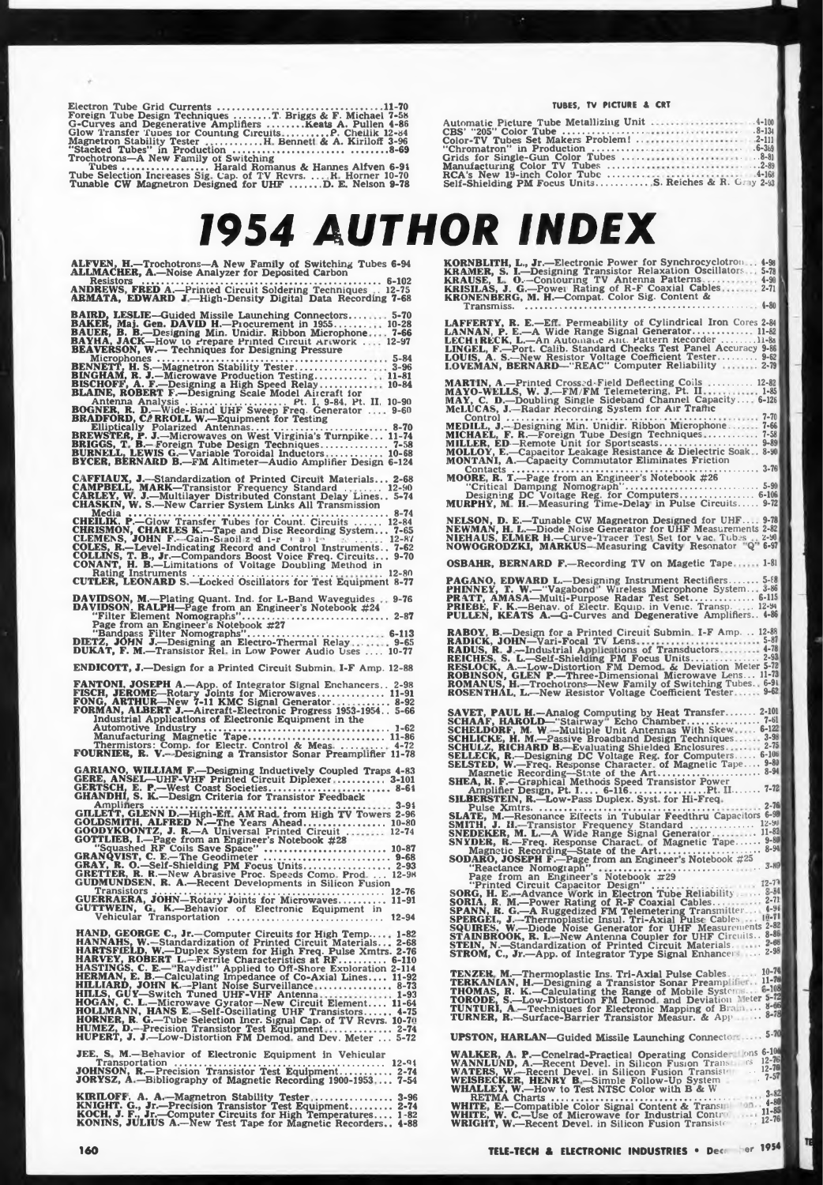Electron Tube Grid Currents .................................. 11-70
Foreign Tube Design Techniques ........ T. Briggs & F. Michael 7-58
G-Curves and Degenerative Amplifiers ........ Keats A. Pullen 4-86
Glow Transfer Tubes for Counting Circuits .......... P. Cheilik 12-84
Magnetron Stability Tester ............ H. Bennett & A. Kiriloff 3-96
"Stacked Tubes" in Production ................................ 8-69
Trochotrons—A New Family of Switching Tubes .................. Harald Romanus & Hannes Alfven 6-94
Tube Selection Increases Sig. Cap. of TV Rcvrs. .... R. Horner 10-70
Tunable CW Magnetron Designed for UHF ....... D. E. Nelson 9-78

### TUBES, TV PICTURE & CRT

Automatic Picture Tube Metallizing Unit ........................ 4-100
CBS' "205" Color Tube ........................................ 8-134
Color-TV Tubes Set Makers Problem! .......................... 2-111
"Chromatron" in Production ................................... 6-369
Grids for Single-Gun Color Tubes ............................. 8-91
Manufacturing Color TV Tubes ................................. 2-89
RCA's New 19-inch Color Tube ................................. 4-160
Self-Shielding PM Focus Units ............ S. Reiches & R. Gray 2-93

# 1954 AUTHOR INDEX

**ALFVEN, H.**—Trochotrons—A New Family of Switching Tubes 6-94
**ALLMACHER, A.**—Noise Analyzer for Deposited Carbon Resistors ........ 6-102
**ANDREWS, FRED A.**—Printed Circuit Soldering Techniques .. 12-75
**ARMATA, EDWARD J.**—High-Density Digital Data Recording 7-68

**BAIRD, LESLIE**—Guided Missile Launching Connectors ........ 5-70
**BAKER, Maj. Gen. DAVID H.**—Procurement in 1955 .......... 10-28
**BAUER, B. B.**—Designing Min. Unidir. Ribbon Microphone ..... 7-66
**BAYHA, JACK**—How to Prepare Printed Circuit Artwork .... 12-97
**BEAVERSON, W.**— Techniques for Designing Pressure Microphones ........ 5-84
**BENNETT, H. S.**—Magnetron Stability Tester ............ 3-96
**BINGHAM, R. J.**—Microwave Production Testing .......... 11-81
**BISCHOFF, A. F.**—Designing a High Speed Relay ........ 10-84
**BLAINE, ROBERT F.**—Designing Scale Model Aircraft for Antenna Analysis .......... Pt. I, 9-84, Pt. II, 10-90
**BOGNER, R. D.**—Wide-Band UHF Sweep Freq. Generator .... 9-60
**BRADFORD, CARROLL W.**—Equipment for Testing Elliptically Polarized Antennas ........ 8-70
**BREWSTER, P. J.**—Microwaves on West Virginia's Turnpike ... 11-74
**BRIGGS, T. B.**—Foreign Tube Design Techniques .......... 7-58
**BURNELL, LEWIS G.**—Variable Toroidal Inductors .......... 10-68
**BYCER, BERNARD B.**—FM Altimeter—Audio Amplifier Design 6-124

**CAFFIAUX, J.**—Standardization of Printed Circuit Materials ... 2-68
**CAMPBELL, MARK**—Transistor Frequency Standard ........ 12-90
**CARLEY, W. J.**—Multilayer Distributed Constant Delay Lines .. 5-74
**CHASKIN, W. S.**—New Carrier System Links All Transmission Media ........ 8-74
**CHEILIK, P.**—Glow Transfer Tubes for Count. Circuits ...... 12-84
**CHRISMON, CHARLES K.**—Tape and Disc Recording System ... 7-65
**CLEMENS, JOHN F.**—Gain-Stabilized I-F ........ 12-87
**COLES, R.**—Level-Indicating Record and Control Instruments .. 7-62
**COLLINS, T. B., Jr.**—Compandors Boost Voice Freq. Circuits ... 9-70
**CONANT, H. B.**—Limitations of Voltage Doubling Method in Rating Instruments ........ 12-80
**CUTLER, LEONARD S.**—Locked Oscillators for Test Equipment 8-77

**DAVIDSON, M.**—Plating Quant. Ind. for L-Band Waveguides .. 9-76
**DAVIDSON, RALPH**—Page from an Engineer's Notebook #24 "Filter Element Nomographs" ........ 2-87
Page from an Engineer's Notebook #27 "Bandpass Filter Nomographs" ........ 6-113
**DIETZ, JOHN J.**—Designing an Electro-Thermal Relay ........ 9-65
**DUKAT, F. M.**—Transistor Rel. in Low Power Audio Uses .... 10-77

**ENDICOTT, J.**—Design for a Printed Circuit Subminn. I-F Amp. 12-88

**FANTONI, JOSEPH A.**—App. of Integrator Signal Enhancers .. 2-98
**FISCH, JEROME**—Rotary Joints for Microwaves .......... 11-91
**FONG, ARTHUR**—New 7-11 KMC Signal Generator .......... 8-92
**FORMAN, ALBERT J.**—Aircraft-Electronic Progress 1953-1954 .. 5-66
Industrial Applications of Electronic Equipment in the Automotive Industry ........ 1-62
Manufacturing Magnetic Tape ........ 11-86
Thermistors: Comp. for Electr. Control & Meas. ........ 4-72
**FOURNIER, R. V.**—Designing a Transistor Sonar Preamplifier 11-78

**GARIANO, WILLIAM F.**—Designing Inductively Coupled Traps 4-83
**GERE, ANSEL**—UHF-VHF Printed Circuit Diplexer .......... 3-101
**GERTSCH, E. P.**—West Coast Societies ........ 8-61
**GHANDHI, S. K.**—Design Criteria for Transistor Feedback Amplifiers ........ 3-94
**GILLETT, GLENN D.**—High-Eff. AM Rad. from High TV Towers 2-96
**GOLDSMITH, ALFRED N.**—The Years Ahead ........ 10-80
**GOODYKOONTZ, J. R.**—A Universal Printed Circuit ........ 12-74
**GOTTLIEB, I.**—Page from an Engineer's Notebook #28 "Squashed RF Coils Save Space" ........ 10-87
**GRANQVIST, C. E.**—The Geodimeter ........ 9-68
**GRAY, R. O.**—Self-Shielding PM Focus Units ........ 2-93
**GRETTER, R. R.**—New Abrasive Proc. Speeds Comp. Prod. .... 12-98
**GUDMUNDSEN, R. A.**—Recent Developments in Silicon Fusion Transistors ........ 12-76
**GUERRAERA, JOHN**—Rotary Joints for Microwaves .......... 11-91
**GUTTWEIN, G. K.**—Behavior of Electronic Equipment in Vehicular Transportation ........ 12-94

**HAND, GEORGE C., Jr.**—Computer Circuits for High Temp. .... 1-82
**HANNAHS, W.**—Standardization of Printed Circuit Materials .. 2-68
**HARTSFIELD, W.**—Duplex System for High Freq. Pulse Xmtrs. 2-76
**HARVEY, ROBERT L.**—Ferrite Characteristics at RF .......... 6-110
**HASTINGS, C. E.**—"Raydist" Applied to Off-Shore Exploration 2-114
**HERMAN, E. B.**—Calculating Impedance of Co-Axial Lines .... 11-92
**HILLIARD, JOHN K.**—Plant Noise Surveillance ........ 8-73
**HILLS, GUY**—Switch Tuned UHF-VHF Antenna ........ 1-93
**HOGAN, C. L.**—Microwave Gyrator—New Circuit Element .... 11-64
**HOLLMANN, HANS E.**—Self-Oscillating UHF Transistors .... 4-75
**HORNER, R. G.**—Tube Selection Incr. Signal Cap. of TV Rcvrs. 10-70
**HUMEZ, D.**—Precision Transistor Test Equipment ........ 2-74
**HUPERT, J. J.**—Low-Distortion FM Demod. and Dev. Meter .... 5-72

**JEE, S. M.**—Behavior of Electronic Equipment in Vehicular Transportation ........ 12-94
**JOHNSON, R.**—Precision Transistor Test Equipment ........ 2-74
**JORYSZ, A.**—Bibliography of Magnetic Recording 1900-1953 .... 7-54

**KIRILOFF, A. A.**—Magnetron Stability Tester ........ 3-96
**KNIGHT, G., Jr.**—Precision Transistor Test Equipment ........ 2-74
**KOCH, J. F., Jr.**—Computer Circuits for High Temperatures .. 1-82
**KONINS, JULIUS A.**—New Test Tape for Magnetic Recorders .. 4-88

**KORNBLITH, L., Jr.**—Electronic Power for Synchrocyclotron .... 4-98
**KRAMER, S. I.**—Designing Transistor Relaxation Oscillators .. 5-78
**KRAUSE, L. O.**—Contouring TV Antenna Patterns ........ 4-90
**KRISILAS, J. G.**—Power Rating of R-F Coaxial Cables ........ 2-71
**KRONENBERG, M. H.**—Compat. Color Sig. Content & Transmiss. ........ 4-80

**LAFFERTY, R. E.**—Eff. Permeability of Cylindrical Iron Cores 2-84
**LANNAN, P. E.**—A Wide Range Signal Generator ........ 11-82
**LECHTRECK, L.**—An Automatic Ant. Pattern Recorder ........ 11-88
**LINGEL, F.**—Port. Calib. Standard Checks Test Panel Accuracy 9-86
**LOUIS, A. S.**—New Resistor Voltage Coefficient Tester ........ 9-62
**LOVEMAN, BERNARD**—"REAC" Computer Reliability ........ 2-79

**MARTIN, A.**—Printed Crossed-Field Deflecting Coils ........ 12-82
**MAYO-WELLS, W. J.**—FM/FM Telemetering, Pt. II ........ 1-85
**MAY, C. D.**—Doubling Single Sideband Channel Capacity .... 6-126
**McLUCAS, J.**—Radar Recording System for Air Traffic Control ........ 7-70
**MEDILL, J.**—Designing Min. Unidir. Ribbon Microphone ........ 7-66
**MICHAEL, F. R.**—Foreign Tube Design Techniques ........ 7-58
**MILLER, ED**—Remote Unit for Sportscasts ........ 9-89
**MOLLOY, E.**—Capacitor Leakage Resistance & Dielectric Soak .. 8-90
**MONTANI, A.**—Capacity Commutator Eliminates Friction Contacts ........ 3-76
**MOORE, R. T.**—Page from an Engineer's Notebook #26 "Critical Damping Nomograph" ........ 5-90
Designing DC Voltage Reg. for Computers ........ 6-106
**MURPHY, M. H.**—Measuring Time-Delay in Pulse Circuits ...... 9-72

**NELSON, D. E.**—Tunable CW Magnetron Designed for UHF .... 9-78
**NEWMAN, H. L.**—Diode Noise Generator for UHF Measurements 2-82
**NIEHAUS, ELMER H.**—Curve-Tracer Test Set for Vac. Tubes .. 2-90
**NOWOGRODZKI, MARKUS**—Measuring Cavity Resonator "Q" 6-97

**OSBAHR, BERNARD F.**—Recording TV on Magetic Tape ...... 1-81

**PAGANO, EDWARD L.**—Designing Instrument Rectifiers ........ 5-68
**PHINNEY, T. W.**—"Vagabond" Wireless Microphone System .. 3-86
**PRATT, AMASA**—Multi-Purpose Radar Test Set ........ 6-115
**PRIEBE, F. E.**—Behav. of Electr. Equip. in Vehic. Transp. .... 12-94
**PULLEN, KEATS A.**—G-Curves and Degenerative Amplifiers .. 4-86

**RABOY, B.**—Design for a Printed Circuit Subminn. I-F Amp. .. 12-88
**RADICK, JOHN**—Vari-Focal TV Lens ........ 5-87
**RADUS, R. J.**—Industrial Applications of Transducers ........ 4-78
**REICHES, S. L.**—Self-Shielding PM Focus Units ........ 2-93
**RESLOCK, A.**—Low-Distortion FM Demod. & Deviation Meter 5-72
**ROBINSON, GLEN P.**—Three-Dimensional Microwave Lens .. 11-73
**ROMANUS, H.**—Trochotrons—New Family of Switching Tubes .. 6-94
**ROSENTHAL, L.**—New Resistor Voltage Coefficient Tester ........ 9-62

**SAVET, PAUL H.**—Analog Computing by Heat Transfer ........ 2-101
**SCHAAF, HAROLD**—"Stairway" Echo Chamber ........ 7-61
**SCHELDORF, M. W.**—Multiple Unit Antennas With Skew ...... 6-122
**SCHLICKE, H. M.**—Passive Broadband Design Techniques ...... 3-98
**SCHULZ, RICHARD B.**—Evaluating Shielded Enclosures ........ 2-75
**SELLECK, R.**—Designing DC Voltage Reg. for Computers ...... 6-106
**SELSTED, W.**—Freq. Response Character. of Magnetic Tape .... 9-80
Magnetic Recording—State of the Art ........ 8-94
**SHEA, R. F.**—Graphical Methods Speeds Transistor Power Amplifier Design, Pt. I .... 6-116 ........ Pt. II ........ 7-72
**SILBERSTEIN, R.**—Low-Pass Duplex. Syst. for Hi-Freq. Pulse Xmtrs. ........ 2-76
**SLATE, M.**—Resonance Effects in Tubular Feedthru Capacitors 6-98
**SMITH, J. H.**—Transistor Frequency Standard ........ 12-90
**SNEDEKER, M. L.**—A Wide Range Signal Generator ........ 11-82
**SNYDER, R.**—Freq. Response Charact. of Magnetic Tape ...... 9-80
Magnetic Recording—State of the Art ........ 8-94
**SODARO, JOSEPH F.**—Page from an Engineer's Notebook #25 "Reactance Nomograph" ........ 3-89
Page from an Engineer's Notebook #29 "Printed Circuit Capacitor Design" ........ 12-77
**SORG, H. E.**—Advance Work in Electron Tube Reliability ...... 8-84
**SORIA, R. M.**—Power Rating of R-F Coaxial Cables ........ 2-71
**SPANN, R. G.**—A Ruggedized FM Telemetering Transmitter .... 4-94
**SPERGEL, J.**—Thermoplastic Insul. Tri-Axial Pulse Cables .... 10-74
**SQUIRES, W.**—Diode Noise Generator for UHF Measurements 2-82
**STAINBROOK, R. L.**—New Antenna Coupler for UHF Circuits .. 8-86
**STEIN, N.**—Standardization of Printed Circuit Materials ...... 2-68
**STROM, C., Jr.**—App. of Integrator Type Signal Enhancers .... 2-98

**TENZER, M.**—Thermoplastic Ins. Tri-Axial Pulse Cables ...... 10-74
**TERKANIAN, H.**—Designing a Transistor Sonar Preamplifier .. 11-78
**THOMAS, R. K.**—Calculating the Range of Mobile Systems .. 6-108
**TORODE, S.**—Low-Distortion FM Demod. and Deviation Meter 5-72
**TUNTURI, A.**—Techniques for Electronic Mapping of Brain .... 8-66
**TURNER, R.**—Surface-Barrier Transistor Measur. & App. ...... 8-78

**UPSTON, HARLAN**—Guided Missile Launching Connectors ...... 5-70

**WALKER, A. P.**—Conelrad-Practical Operating Considerations 6-104
**WANNLUND, A.**—Recent Devel. in Silicon Fusion Transistors 12-76
**WATERS, W.**—Recent Devel. in Silicon Fusion Transistors .. 12-76
**WEISBECKER, HENRY B.**—Simple Follow-Up System ........ 7-57
**WHALLEY, W.**—How to Test NTSC Color with B & W RETMA Charts ........ 3-82
**WHITE, E.**—Compatible Color Signal Content & Transmission .. 4-80
**WHITE, W. C.**—Use of Microwave for Industrial Control .... 11-85
**WRIGHT, W.**—Recent Devel. in Silicon Fusion Transistors .. 12-76